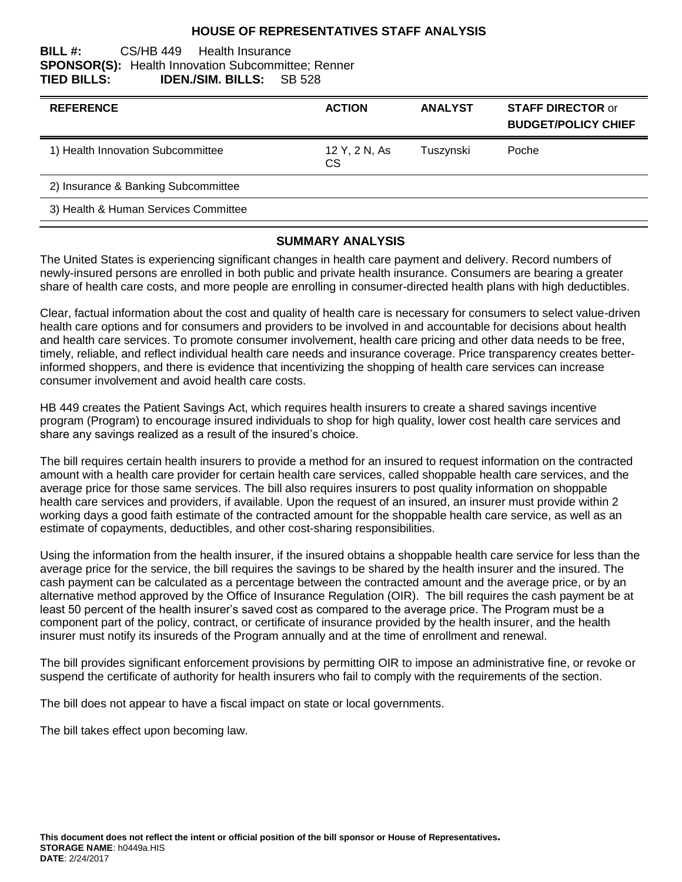# HOUSE OF REPRESENTATIVES STAFF ANALYSIS

**BILL #:** CS/HB 449 Health Insurance
**SPONSOR(S):** Health Innovation Subcommittee; Renner
**TIED BILLS:** **IDEN./SIM. BILLS:** SB 528

| REFERENCE | ACTION | ANALYST | STAFF DIRECTOR or BUDGET/POLICY CHIEF |
|---|---|---|---|
| 1) Health Innovation Subcommittee | 12 Y, 2 N, As CS | Tuszynski | Poche |
| 2) Insurance & Banking Subcommittee | | | |
| 3) Health & Human Services Committee | | | |

## SUMMARY ANALYSIS

The United States is experiencing significant changes in health care payment and delivery. Record numbers of newly-insured persons are enrolled in both public and private health insurance. Consumers are bearing a greater share of health care costs, and more people are enrolling in consumer-directed health plans with high deductibles.

Clear, factual information about the cost and quality of health care is necessary for consumers to select value-driven health care options and for consumers and providers to be involved in and accountable for decisions about health and health care services. To promote consumer involvement, health care pricing and other data needs to be free, timely, reliable, and reflect individual health care needs and insurance coverage. Price transparency creates better-informed shoppers, and there is evidence that incentivizing the shopping of health care services can increase consumer involvement and avoid health care costs.

HB 449 creates the Patient Savings Act, which requires health insurers to create a shared savings incentive program (Program) to encourage insured individuals to shop for high quality, lower cost health care services and share any savings realized as a result of the insured's choice.

The bill requires certain health insurers to provide a method for an insured to request information on the contracted amount with a health care provider for certain health care services, called shoppable health care services, and the average price for those same services. The bill also requires insurers to post quality information on shoppable health care services and providers, if available. Upon the request of an insured, an insurer must provide within 2 working days a good faith estimate of the contracted amount for the shoppable health care service, as well as an estimate of copayments, deductibles, and other cost-sharing responsibilities.

Using the information from the health insurer, if the insured obtains a shoppable health care service for less than the average price for the service, the bill requires the savings to be shared by the health insurer and the insured. The cash payment can be calculated as a percentage between the contracted amount and the average price, or by an alternative method approved by the Office of Insurance Regulation (OIR). The bill requires the cash payment be at least 50 percent of the health insurer's saved cost as compared to the average price. The Program must be a component part of the policy, contract, or certificate of insurance provided by the health insurer, and the health insurer must notify its insureds of the Program annually and at the time of enrollment and renewal.

The bill provides significant enforcement provisions by permitting OIR to impose an administrative fine, or revoke or suspend the certificate of authority for health insurers who fail to comply with the requirements of the section.

The bill does not appear to have a fiscal impact on state or local governments.

The bill takes effect upon becoming law.

**This document does not reflect the intent or official position of the bill sponsor or House of Representatives.**
**STORAGE NAME**: h0449a.HIS
**DATE**: 2/24/2017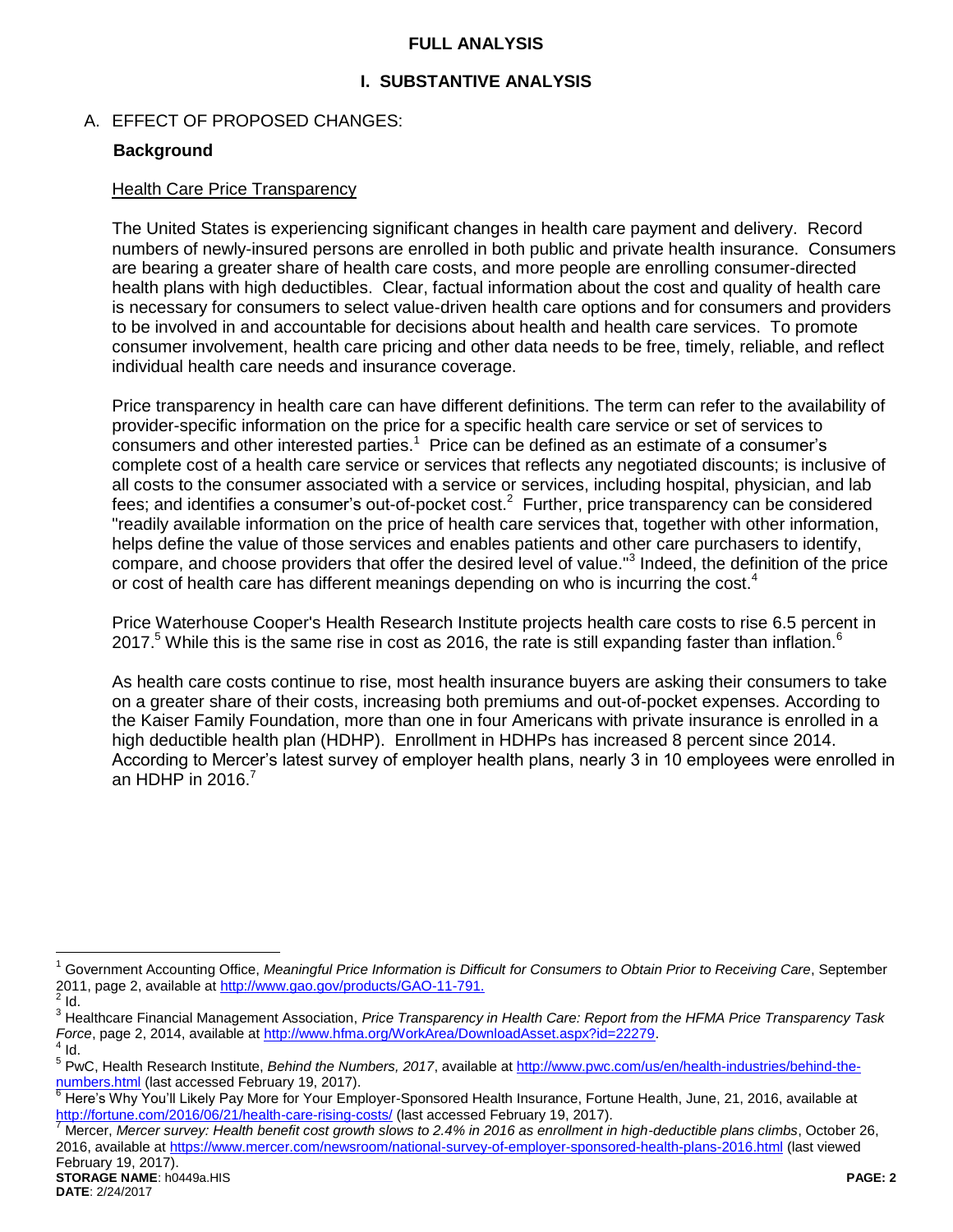# FULL ANALYSIS

## I. SUBSTANTIVE ANALYSIS

A. EFFECT OF PROPOSED CHANGES:

**Background**

Health Care Price Transparency

The United States is experiencing significant changes in health care payment and delivery. Record numbers of newly-insured persons are enrolled in both public and private health insurance. Consumers are bearing a greater share of health care costs, and more people are enrolling consumer-directed health plans with high deductibles. Clear, factual information about the cost and quality of health care is necessary for consumers to select value-driven health care options and for consumers and providers to be involved in and accountable for decisions about health and health care services. To promote consumer involvement, health care pricing and other data needs to be free, timely, reliable, and reflect individual health care needs and insurance coverage.

Price transparency in health care can have different definitions. The term can refer to the availability of provider-specific information on the price for a specific health care service or set of services to consumers and other interested parties.[1] Price can be defined as an estimate of a consumer's complete cost of a health care service or services that reflects any negotiated discounts; is inclusive of all costs to the consumer associated with a service or services, including hospital, physician, and lab fees; and identifies a consumer's out-of-pocket cost.[2] Further, price transparency can be considered "readily available information on the price of health care services that, together with other information, helps define the value of those services and enables patients and other care purchasers to identify, compare, and choose providers that offer the desired level of value."[3] Indeed, the definition of the price or cost of health care has different meanings depending on who is incurring the cost.[4]

Price Waterhouse Cooper's Health Research Institute projects health care costs to rise 6.5 percent in 2017.[5] While this is the same rise in cost as 2016, the rate is still expanding faster than inflation.[6]

As health care costs continue to rise, most health insurance buyers are asking their consumers to take on a greater share of their costs, increasing both premiums and out-of-pocket expenses. According to the Kaiser Family Foundation, more than one in four Americans with private insurance is enrolled in a high deductible health plan (HDHP). Enrollment in HDHPs has increased 8 percent since 2014. According to Mercer's latest survey of employer health plans, nearly 3 in 10 employees were enrolled in an HDHP in 2016.[7]

---

[1] Government Accounting Office, *Meaningful Price Information is Difficult for Consumers to Obtain Prior to Receiving Care*, September 2011, page 2, available at http://www.gao.gov/products/GAO-11-791.

[2] Id.

[3] Healthcare Financial Management Association, *Price Transparency in Health Care: Report from the HFMA Price Transparency Task Force*, page 2, 2014, available at http://www.hfma.org/WorkArea/DownloadAsset.aspx?id=22279.

[4] Id.

[5] PwC, Health Research Institute, *Behind the Numbers, 2017*, available at http://www.pwc.com/us/en/health-industries/behind-the-numbers.html (last accessed February 19, 2017).

[6] Here's Why You'll Likely Pay More for Your Employer-Sponsored Health Insurance, Fortune Health, June, 21, 2016, available at http://fortune.com/2016/06/21/health-care-rising-costs/ (last accessed February 19, 2017).

[7] Mercer, *Mercer survey: Health benefit cost growth slows to 2.4% in 2016 as enrollment in high-deductible plans climbs*, October 26, 2016, available at https://www.mercer.com/newsroom/national-survey-of-employer-sponsored-health-plans-2016.html (last viewed February 19, 2017).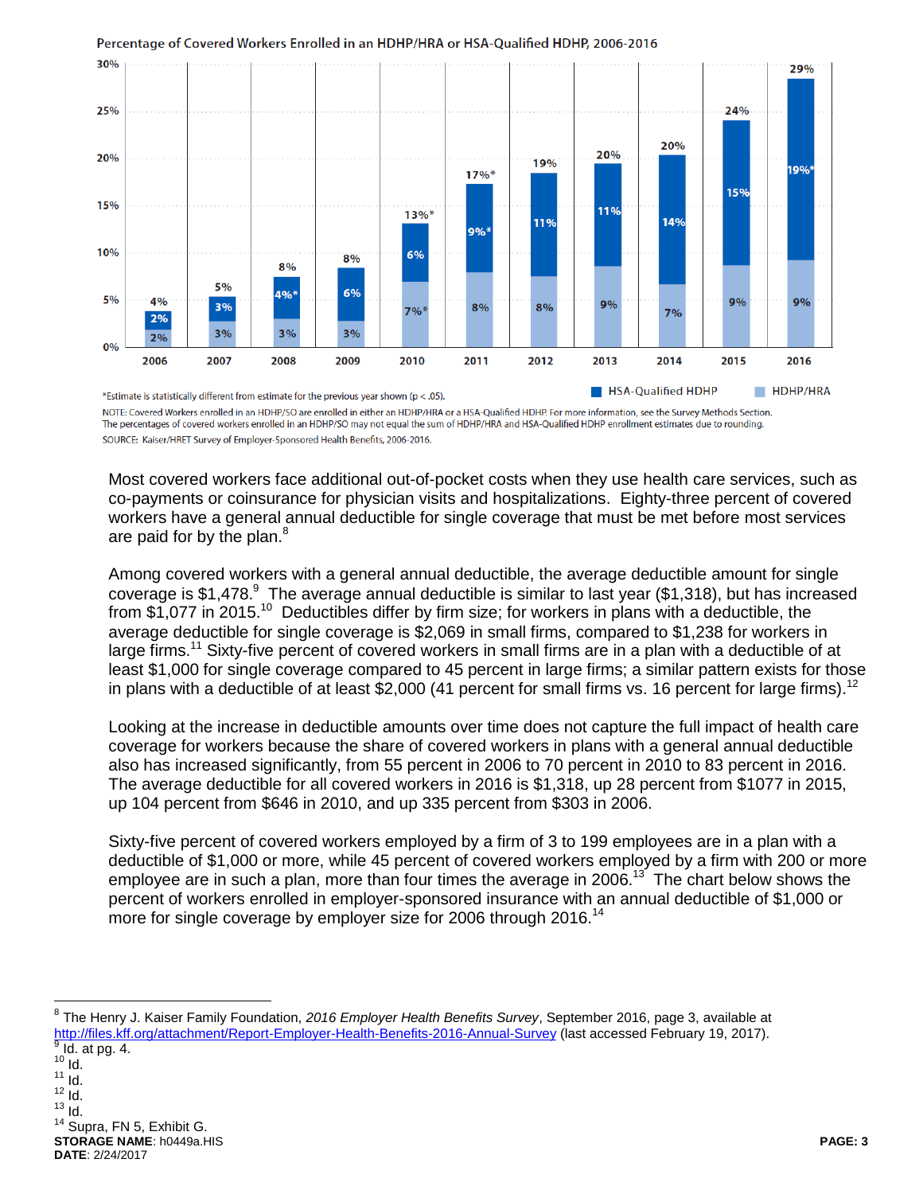**Percentage of Covered Workers Enrolled in an HDHP/HRA or HSA-Qualified HDHP, 2006-2016**

| Year | HSA-Qualified HDHP | HDHP/HRA | Total |
|---|---|---|---|
| 2006 | 2% | 2% | 4% |
| 2007 | 3% | 3% | 5% |
| 2008 | 4%* | 3% | 8% |
| 2009 | 6% | 3% | 8% |
| 2010 | 6% | 7%* | 13%* |
| 2011 | 9%* | 8% | 17%* |
| 2012 | 11% | 8% | 19% |
| 2013 | 11% | 9% | 20% |
| 2014 | 14% | 7% | 20% |
| 2015 | 15% | 9% | 24% |
| 2016 | 19%* | 9% | 29% |

*Estimate is statistically different from estimate for the previous year shown ($p < .05$).

NOTE: Covered Workers enrolled in an HDHP/SO are enrolled in either an HDHP/HRA or a HSA-Qualified HDHP. For more information, see the Survey Methods Section. The percentages of covered workers enrolled in an HDHP/SO may not equal the sum of HDHP/HRA and HSA-Qualified HDHP enrollment estimates due to rounding.

SOURCE: Kaiser/HRET Survey of Employer-Sponsored Health Benefits, 2006-2016.

Most covered workers face additional out-of-pocket costs when they use health care services, such as co-payments or coinsurance for physician visits and hospitalizations. Eighty-three percent of covered workers have a general annual deductible for single coverage that must be met before most services are paid for by the plan.[8]

Among covered workers with a general annual deductible, the average deductible amount for single coverage is $1,478.[9] The average annual deductible is similar to last year ($1,318), but has increased from $1,077 in 2015.[10] Deductibles differ by firm size; for workers in plans with a deductible, the average deductible for single coverage is $2,069 in small firms, compared to $1,238 for workers in large firms.[11] Sixty-five percent of covered workers in small firms are in a plan with a deductible of at least $1,000 for single coverage compared to 45 percent in large firms; a similar pattern exists for those in plans with a deductible of at least $2,000 (41 percent for small firms vs. 16 percent for large firms).[12]

Looking at the increase in deductible amounts over time does not capture the full impact of health care coverage for workers because the share of covered workers in plans with a general annual deductible also has increased significantly, from 55 percent in 2006 to 70 percent in 2010 to 83 percent in 2016. The average deductible for all covered workers in 2016 is $1,478, up 28 percent from $1077 in 2015, up 104 percent from $646 in 2010, and up 335 percent from $303 in 2006.

Sixty-five percent of covered workers employed by a firm of 3 to 199 employees are in a plan with a deductible of $1,000 or more, while 45 percent of covered workers employed by a firm with 200 or more employee are in such a plan, more than four times the average in 2006.[13] The chart below shows the percent of workers enrolled in employer-sponsored insurance with an annual deductible of $1,000 or more for single coverage by employer size for 2006 through 2016.[14]

---

[8] The Henry J. Kaiser Family Foundation, *2016 Employer Health Benefits Survey*, September 2016, page 3, available at http://files.kff.org/attachment/Report-Employer-Health-Benefits-2016-Annual-Survey (last accessed February 19, 2017).
[9] Id. at pg. 4.
[10] Id.
[11] Id.
[12] Id.
[13] Id.
[14] Supra, FN 5, Exhibit G.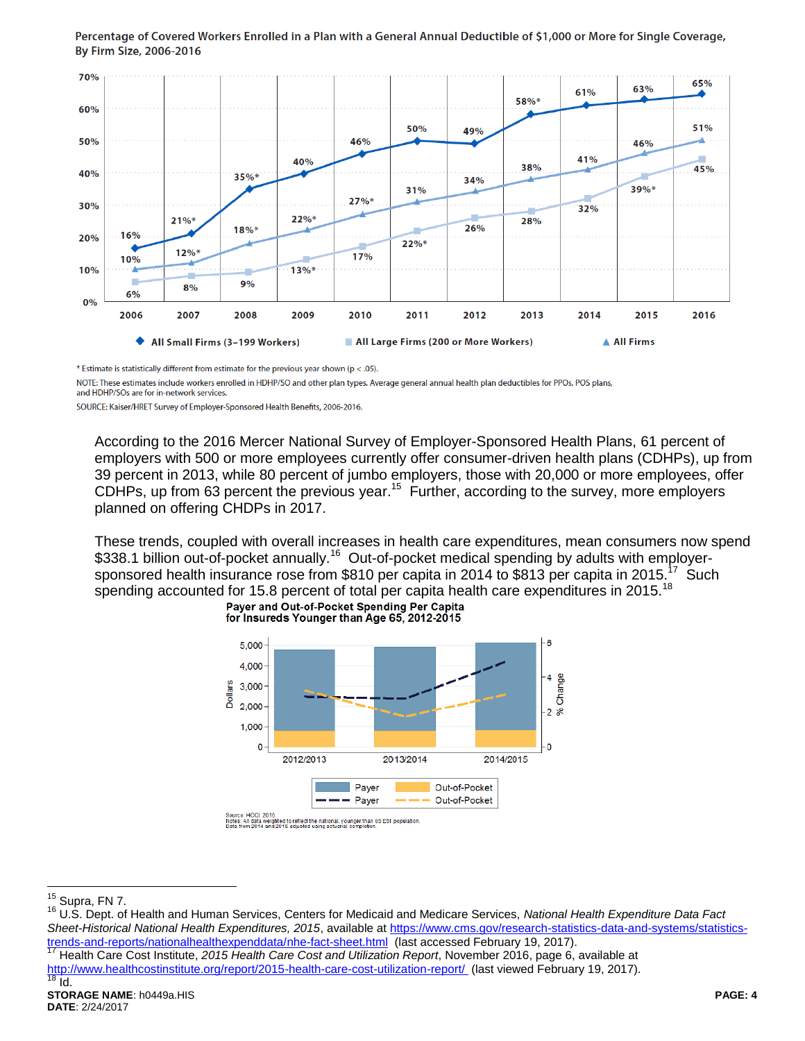**Percentage of Covered Workers Enrolled in a Plan with a General Annual Deductible of $1,000 or More for Single Coverage, By Firm Size, 2006-2016**

| | 2006 | 2007 | 2008 | 2009 | 2010 | 2011 | 2012 | 2013 | 2014 | 2015 | 2016 |
|---|---|---|---|---|---|---|---|---|---|---|---|
| All Small Firms (3–199 Workers) | 16% | 21%* | 35%* | 40% | 46% | 50% | 49% | 58%* | 61% | 63% | 65% |
| All Large Firms (200 or More Workers) | 6% | 8% | 9% | 13%* | 17% | 22%* | 26% | 28% | 32% | 39%* | 45% |
| All Firms | 10% | 12%* | 18%* | 22%* | 27%* | 31% | 34% | 38% | 41% | 46% | 51% |

\* Estimate is statistically different from estimate for the previous year shown (p < .05).

NOTE: These estimates include workers enrolled in HDHP/SO and other plan types. Average general annual health plan deductibles for PPOs, POS plans, and HDHP/SOs are for in-network services.

SOURCE: Kaiser/HRET Survey of Employer-Sponsored Health Benefits, 2006-2016.

According to the 2016 Mercer National Survey of Employer-Sponsored Health Plans, 61 percent of employers with 500 or more employees currently offer consumer-driven health plans (CDHPs), up from 39 percent in 2013, while 80 percent of jumbo employers, those with 20,000 or more employees, offer CDHPs, up from 63 percent the previous year.[15] Further, according to the survey, more employers planned on offering CHDPs in 2017.

These trends, coupled with overall increases in health care expenditures, mean consumers now spend $338.1 billion out-of-pocket annually.[16] Out-of-pocket medical spending by adults with employer-sponsored health insurance rose from $810 per capita in 2014 to $813 per capita in 2015.[17] Such spending accounted for 15.8 percent of total per capita health care expenditures in 2015.[18]

**Payer and Out-of-Pocket Spending Per Capita for Insureds Younger than Age 65, 2012-2015**

Legend: Payer (bars, Dollars); Out-of-Pocket (bars, Dollars); Payer (dashed line, % Change); Out-of-Pocket (dashed line, % Change). Periods: 2012/2013, 2013/2014, 2014/2015.

Source: HCCI, 2016
Notes: All data weighted to reflect the national, younger than 65 ESI population. Data from 2014 and 2015 adjusted using actuarial completion.

---

[15] Supra, FN 7.

[16] U.S. Dept. of Health and Human Services, Centers for Medicaid and Medicare Services, *National Health Expenditure Data Fact Sheet-Historical National Health Expenditures, 2015*, available at https://www.cms.gov/research-statistics-data-and-systems/statistics-trends-and-reports/nationalhealthexpenddata/nhe-fact-sheet.html (last accessed February 19, 2017).

[17] Health Care Cost Institute, *2015 Health Care Cost and Utilization Report*, November 2016, page 6, available at http://www.healthcostinstitute.org/report/2015-health-care-cost-utilization-report/ (last viewed February 19, 2017).

[18] Id.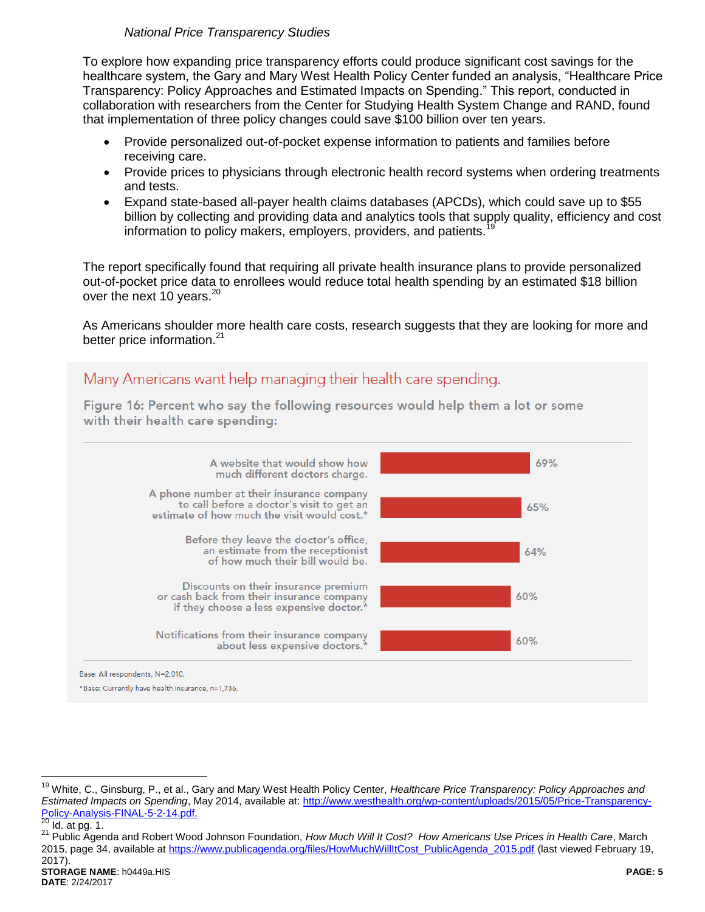*National Price Transparency Studies*

To explore how expanding price transparency efforts could produce significant cost savings for the healthcare system, the Gary and Mary West Health Policy Center funded an analysis, "Healthcare Price Transparency: Policy Approaches and Estimated Impacts on Spending." This report, conducted in collaboration with researchers from the Center for Studying Health System Change and RAND, found that implementation of three policy changes could save $100 billion over ten years.

- Provide personalized out-of-pocket expense information to patients and families before receiving care.
- Provide prices to physicians through electronic health record systems when ordering treatments and tests.
- Expand state-based all-payer health claims databases (APCDs), which could save up to $55 billion by collecting and providing data and analytics tools that supply quality, efficiency and cost information to policy makers, employers, providers, and patients.[19]

The report specifically found that requiring all private health insurance plans to provide personalized out-of-pocket price data to enrollees would reduce total health spending by an estimated $18 billion over the next 10 years.[20]

As Americans shoulder more health care costs, research suggests that they are looking for more and better price information.[21]

Many Americans want help managing their health care spending.

**Figure 16: Percent who say the following resources would help them a lot or some with their health care spending:**

| Resource | Percent |
| --- | --- |
| A website that would show how much different doctors charge. | 69% |
| A phone number at their insurance company to call before a doctor's visit to get an estimate of how much the visit would cost.* | 65% |
| Before they leave the doctor's office, an estimate from the receptionist of how much their bill would be. | 64% |
| Discounts on their insurance premium or cash back from their insurance company if they choose a less expensive doctor.* | 60% |
| Notifications from their insurance company about less expensive doctors.* | 60% |

Base: All respondents, N=2,010.

*Base: Currently have health insurance, n=1,736.

---

[19] White, C., Ginsburg, P., et al., Gary and Mary West Health Policy Center, *Healthcare Price Transparency: Policy Approaches and Estimated Impacts on Spending*, May 2014, available at: http://www.westhealth.org/wp-content/uploads/2015/05/Price-Transparency-Policy-Analysis-FINAL-5-2-14.pdf.

[20] Id. at pg. 1.

[21] Public Agenda and Robert Wood Johnson Foundation, *How Much Will It Cost? How Americans Use Prices in Health Care*, March 2015, page 34, available at https://www.publicagenda.org/files/HowMuchWillItCost_PublicAgenda_2015.pdf (last viewed February 19, 2017).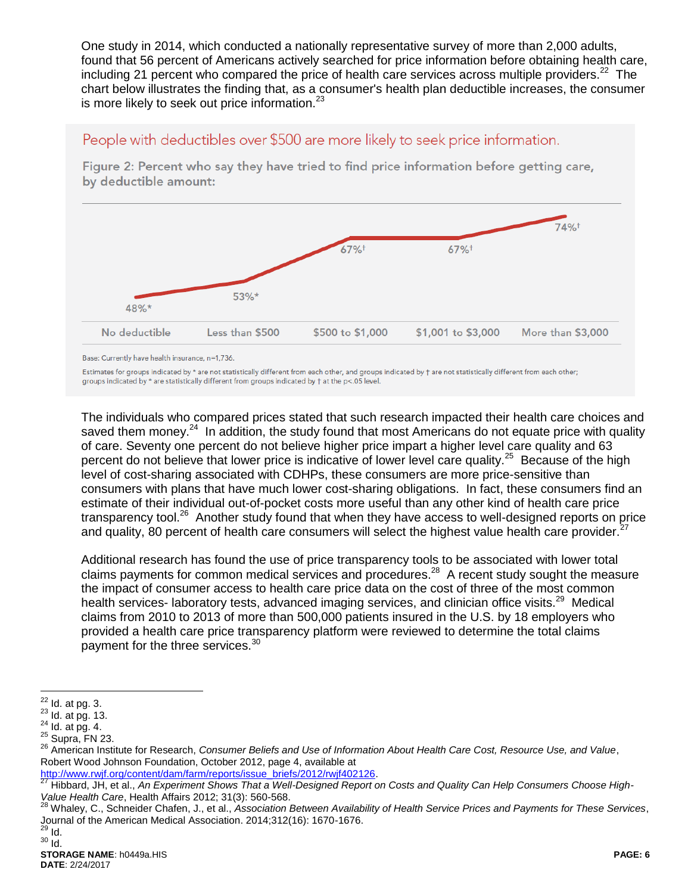One study in 2014, which conducted a nationally representative survey of more than 2,000 adults, found that 56 percent of Americans actively searched for price information before obtaining health care, including 21 percent who compared the price of health care services across multiple providers.[22] The chart below illustrates the finding that, as a consumer's health plan deductible increases, the consumer is more likely to seek out price information.[23]

People with deductibles over $500 are more likely to seek price information.

Figure 2: Percent who say they have tried to find price information before getting care, by deductible amount:

| No deductible | Less than $500 | $500 to $1,000 | $1,001 to $3,000 | More than $3,000 |
|---|---|---|---|---|
| 48%* | 53%* | 67%† | 67%† | 74%† |

Base: Currently have health insurance, n=1,736.

Estimates for groups indicated by * are not statistically different from each other, and groups indicated by † are not statistically different from each other; groups indicated by * are statistically different from groups indicated by † at the p<.05 level.

The individuals who compared prices stated that such research impacted their health care choices and saved them money.[24] In addition, the study found that most Americans do not equate price with quality of care. Seventy one percent do not believe higher price impart a higher level care quality and 63 percent do not believe that lower price is indicative of lower level care quality.[25] Because of the high level of cost-sharing associated with CDHPs, these consumers are more price-sensitive than consumers with plans that have much lower cost-sharing obligations. In fact, these consumers find an estimate of their individual out-of-pocket costs more useful than any other kind of health care price transparency tool.[26] Another study found that when they have access to well-designed reports on price and quality, 80 percent of health care consumers will select the highest value health care provider.[27]

Additional research has found the use of price transparency tools to be associated with lower total claims payments for common medical services and procedures.[28] A recent study sought the measure the impact of consumer access to health care price data on the cost of three of the most common health services- laboratory tests, advanced imaging services, and clinician office visits.[29] Medical claims from 2010 to 2013 of more than 500,000 patients insured in the U.S. by 18 employers who provided a health care price transparency platform were reviewed to determine the total claims payment for the three services.[30]

---

[22] Id. at pg. 3.

[23] Id. at pg. 13.

[24] Id. at pg. 4.

[25] Supra, FN 23.

[26] American Institute for Research, *Consumer Beliefs and Use of Information About Health Care Cost, Resource Use, and Value*, Robert Wood Johnson Foundation, October 2012, page 4, available at http://www.rwjf.org/content/dam/farm/reports/issue_briefs/2012/rwjf402126.

[27] Hibbard, JH, et al., *An Experiment Shows That a Well-Designed Report on Costs and Quality Can Help Consumers Choose High-Value Health Care*, Health Affairs 2012; 31(3): 560-568.

[28] Whaley, C., Schneider Chafen, J., et al., *Association Between Availability of Health Service Prices and Payments for These Services*, Journal of the American Medical Association. 2014;312(16): 1670-1676.

[29] Id.

[30] Id.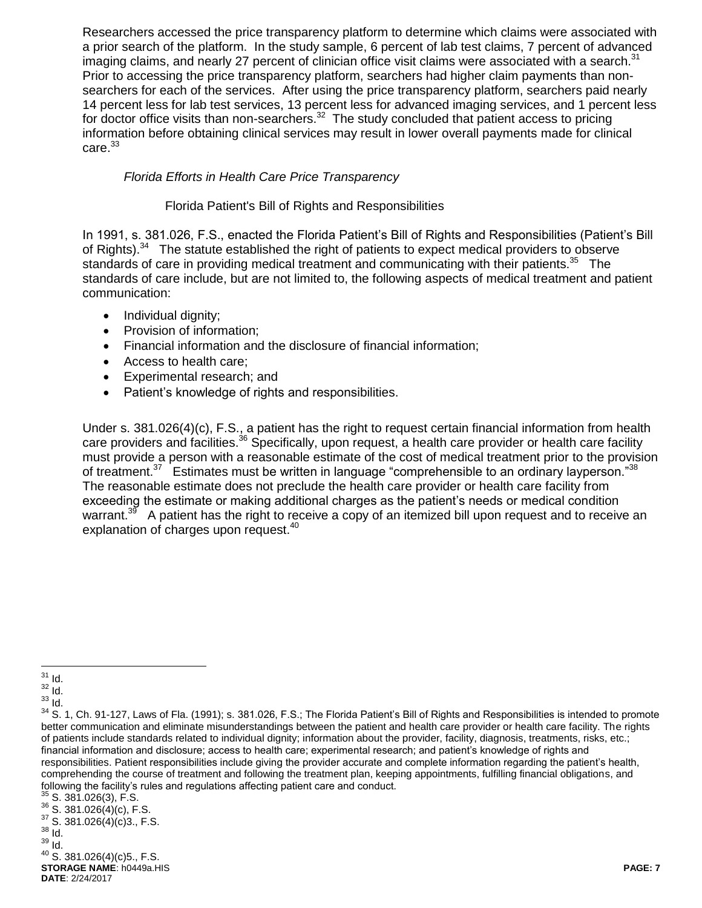Researchers accessed the price transparency platform to determine which claims were associated with a prior search of the platform. In the study sample, 6 percent of lab test claims, 7 percent of advanced imaging claims, and nearly 27 percent of clinician office visit claims were associated with a search.[31] Prior to accessing the price transparency platform, searchers had higher claim payments than non-searchers for each of the services. After using the price transparency platform, searchers paid nearly 14 percent less for lab test services, 13 percent less for advanced imaging services, and 1 percent less for doctor office visits than non-searchers.[32] The study concluded that patient access to pricing information before obtaining clinical services may result in lower overall payments made for clinical care.[33]

*Florida Efforts in Health Care Price Transparency*

Florida Patient's Bill of Rights and Responsibilities

In 1991, s. 381.026, F.S., enacted the Florida Patient's Bill of Rights and Responsibilities (Patient's Bill of Rights).[34] The statute established the right of patients to expect medical providers to observe standards of care in providing medical treatment and communicating with their patients.[35] The standards of care include, but are not limited to, the following aspects of medical treatment and patient communication:

- Individual dignity;
- Provision of information;
- Financial information and the disclosure of financial information;
- Access to health care;
- Experimental research; and
- Patient's knowledge of rights and responsibilities.

Under s. 381.026(4)(c), F.S., a patient has the right to request certain financial information from health care providers and facilities.[36] Specifically, upon request, a health care provider or health care facility must provide a person with a reasonable estimate of the cost of medical treatment prior to the provision of treatment.[37] Estimates must be written in language "comprehensible to an ordinary layperson."[38] The reasonable estimate does not preclude the health care provider or health care facility from exceeding the estimate or making additional charges as the patient's needs or medical condition warrant.[39] A patient has the right to receive a copy of an itemized bill upon request and to receive an explanation of charges upon request.[40]

---

[31] Id.
[32] Id.
[33] Id.
[34] S. 1, Ch. 91-127, Laws of Fla. (1991); s. 381.026, F.S.; The Florida Patient's Bill of Rights and Responsibilities is intended to promote better communication and eliminate misunderstandings between the patient and health care provider or health care facility. The rights of patients include standards related to individual dignity; information about the provider, facility, diagnosis, treatments, risks, etc.; financial information and disclosure; access to health care; experimental research; and patient's knowledge of rights and responsibilities. Patient responsibilities include giving the provider accurate and complete information regarding the patient's health, comprehending the course of treatment and following the treatment plan, keeping appointments, fulfilling financial obligations, and following the facility's rules and regulations affecting patient care and conduct.
[35] S. 381.026(3), F.S.
[36] S. 381.026(4)(c), F.S.
[37] S. 381.026(4)(c)3., F.S.
[38] Id.
[39] Id.
[40] S. 381.026(4)(c)5., F.S.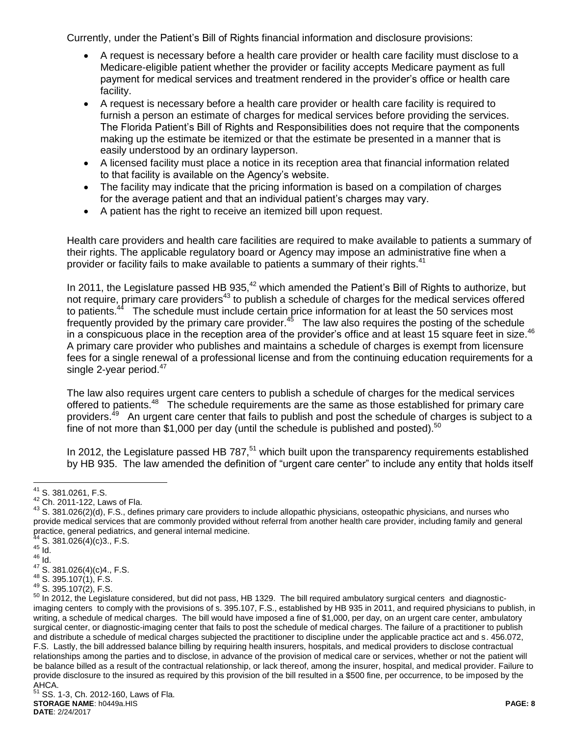Currently, under the Patient's Bill of Rights financial information and disclosure provisions:

- A request is necessary before a health care provider or health care facility must disclose to a Medicare-eligible patient whether the provider or facility accepts Medicare payment as full payment for medical services and treatment rendered in the provider's office or health care facility.
- A request is necessary before a health care provider or health care facility is required to furnish a person an estimate of charges for medical services before providing the services. The Florida Patient's Bill of Rights and Responsibilities does not require that the components making up the estimate be itemized or that the estimate be presented in a manner that is easily understood by an ordinary layperson.
- A licensed facility must place a notice in its reception area that financial information related to that facility is available on the Agency's website.
- The facility may indicate that the pricing information is based on a compilation of charges for the average patient and that an individual patient's charges may vary.
- A patient has the right to receive an itemized bill upon request.

Health care providers and health care facilities are required to make available to patients a summary of their rights. The applicable regulatory board or Agency may impose an administrative fine when a provider or facility fails to make available to patients a summary of their rights.[41]

In 2011, the Legislature passed HB 935,[42] which amended the Patient's Bill of Rights to authorize, but not require, primary care providers[43] to publish a schedule of charges for the medical services offered to patients.[44] The schedule must include certain price information for at least the 50 services most frequently provided by the primary care provider.[45] The law also requires the posting of the schedule in a conspicuous place in the reception area of the provider's office and at least 15 square feet in size.[46] A primary care provider who publishes and maintains a schedule of charges is exempt from licensure fees for a single renewal of a professional license and from the continuing education requirements for a single 2-year period.[47]

The law also requires urgent care centers to publish a schedule of charges for the medical services offered to patients.[48] The schedule requirements are the same as those established for primary care providers.[49] An urgent care center that fails to publish and post the schedule of charges is subject to a fine of not more than $1,000 per day (until the schedule is published and posted).[50]

In 2012, the Legislature passed HB 787,[51] which built upon the transparency requirements established by HB 935. The law amended the definition of "urgent care center" to include any entity that holds itself

---

[41] S. 381.0261, F.S.

[42] Ch. 2011-122, Laws of Fla.

[43] S. 381.026(2)(d), F.S., defines primary care providers to include allopathic physicians, osteopathic physicians, and nurses who provide medical services that are commonly provided without referral from another health care provider, including family and general practice, general pediatrics, and general internal medicine.

[44] S. 381.026(4)(c)3., F.S.

[45] Id.

[46] Id.

[47] S. 381.026(4)(c)4., F.S.

[48] S. 395.107(1), F.S.

[49] S. 395.107(2), F.S.

[50] In 2012, the Legislature considered, but did not pass, HB 1329. The bill required ambulatory surgical centers and diagnostic-imaging centers to comply with the provisions of s. 395.107, F.S., established by HB 935 in 2011, and required physicians to publish, in writing, a schedule of medical charges. The bill would have imposed a fine of $1,000, per day, on an urgent care center, ambulatory surgical center, or diagnostic-imaging center that fails to post the schedule of medical charges. The failure of a practitioner to publish and distribute a schedule of medical charges subjected the practitioner to discipline under the applicable practice act and s. 456.072, F.S. Lastly, the bill addressed balance billing by requiring health insurers, hospitals, and medical providers to disclose contractual relationships among the parties and to disclose, in advance of the provision of medical care or services, whether or not the patient will be balance billed as a result of the contractual relationship, or lack thereof, among the insurer, hospital, and medical provider. Failure to provide disclosure to the insured as required by this provision of the bill resulted in a $500 fine, per occurrence, to be imposed by the AHCA.

[51] SS. 1-3, Ch. 2012-160, Laws of Fla.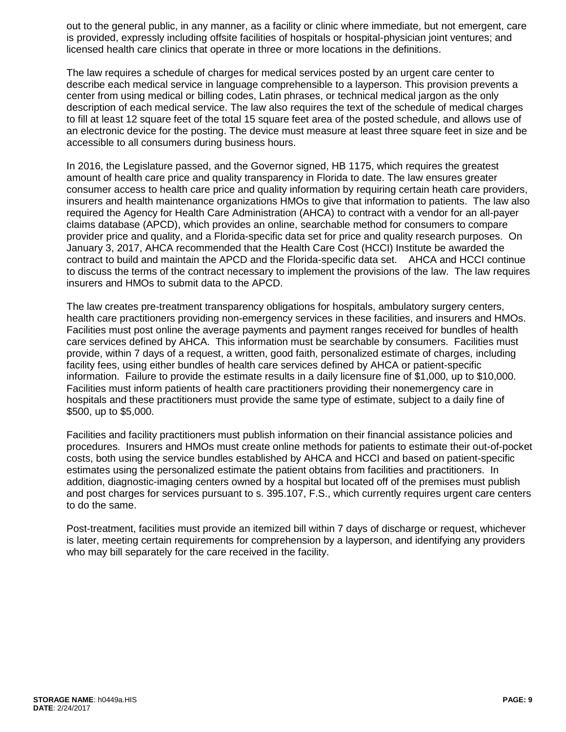out to the general public, in any manner, as a facility or clinic where immediate, but not emergent, care is provided, expressly including offsite facilities of hospitals or hospital-physician joint ventures; and licensed health care clinics that operate in three or more locations in the definitions.

The law requires a schedule of charges for medical services posted by an urgent care center to describe each medical service in language comprehensible to a layperson. This provision prevents a center from using medical or billing codes, Latin phrases, or technical medical jargon as the only description of each medical service. The law also requires the text of the schedule of medical charges to fill at least 12 square feet of the total 15 square feet area of the posted schedule, and allows use of an electronic device for the posting. The device must measure at least three square feet in size and be accessible to all consumers during business hours.

In 2016, the Legislature passed, and the Governor signed, HB 1175, which requires the greatest amount of health care price and quality transparency in Florida to date. The law ensures greater consumer access to health care price and quality information by requiring certain heath care providers, insurers and health maintenance organizations HMOs to give that information to patients. The law also required the Agency for Health Care Administration (AHCA) to contract with a vendor for an all-payer claims database (APCD), which provides an online, searchable method for consumers to compare provider price and quality, and a Florida-specific data set for price and quality research purposes. On January 3, 2017, AHCA recommended that the Health Care Cost (HCCI) Institute be awarded the contract to build and maintain the APCD and the Florida-specific data set. AHCA and HCCI continue to discuss the terms of the contract necessary to implement the provisions of the law. The law requires insurers and HMOs to submit data to the APCD.

The law creates pre-treatment transparency obligations for hospitals, ambulatory surgery centers, health care practitioners providing non-emergency services in these facilities, and insurers and HMOs. Facilities must post online the average payments and payment ranges received for bundles of health care services defined by AHCA. This information must be searchable by consumers. Facilities must provide, within 7 days of a request, a written, good faith, personalized estimate of charges, including facility fees, using either bundles of health care services defined by AHCA or patient-specific information. Failure to provide the estimate results in a daily licensure fine of $1,000, up to $10,000. Facilities must inform patients of health care practitioners providing their nonemergency care in hospitals and these practitioners must provide the same type of estimate, subject to a daily fine of $500, up to $5,000.

Facilities and facility practitioners must publish information on their financial assistance policies and procedures. Insurers and HMOs must create online methods for patients to estimate their out-of-pocket costs, both using the service bundles established by AHCA and HCCI and based on patient-specific estimates using the personalized estimate the patient obtains from facilities and practitioners. In addition, diagnostic-imaging centers owned by a hospital but located off of the premises must publish and post charges for services pursuant to s. 395.107, F.S., which currently requires urgent care centers to do the same.

Post-treatment, facilities must provide an itemized bill within 7 days of discharge or request, whichever is later, meeting certain requirements for comprehension by a layperson, and identifying any providers who may bill separately for the care received in the facility.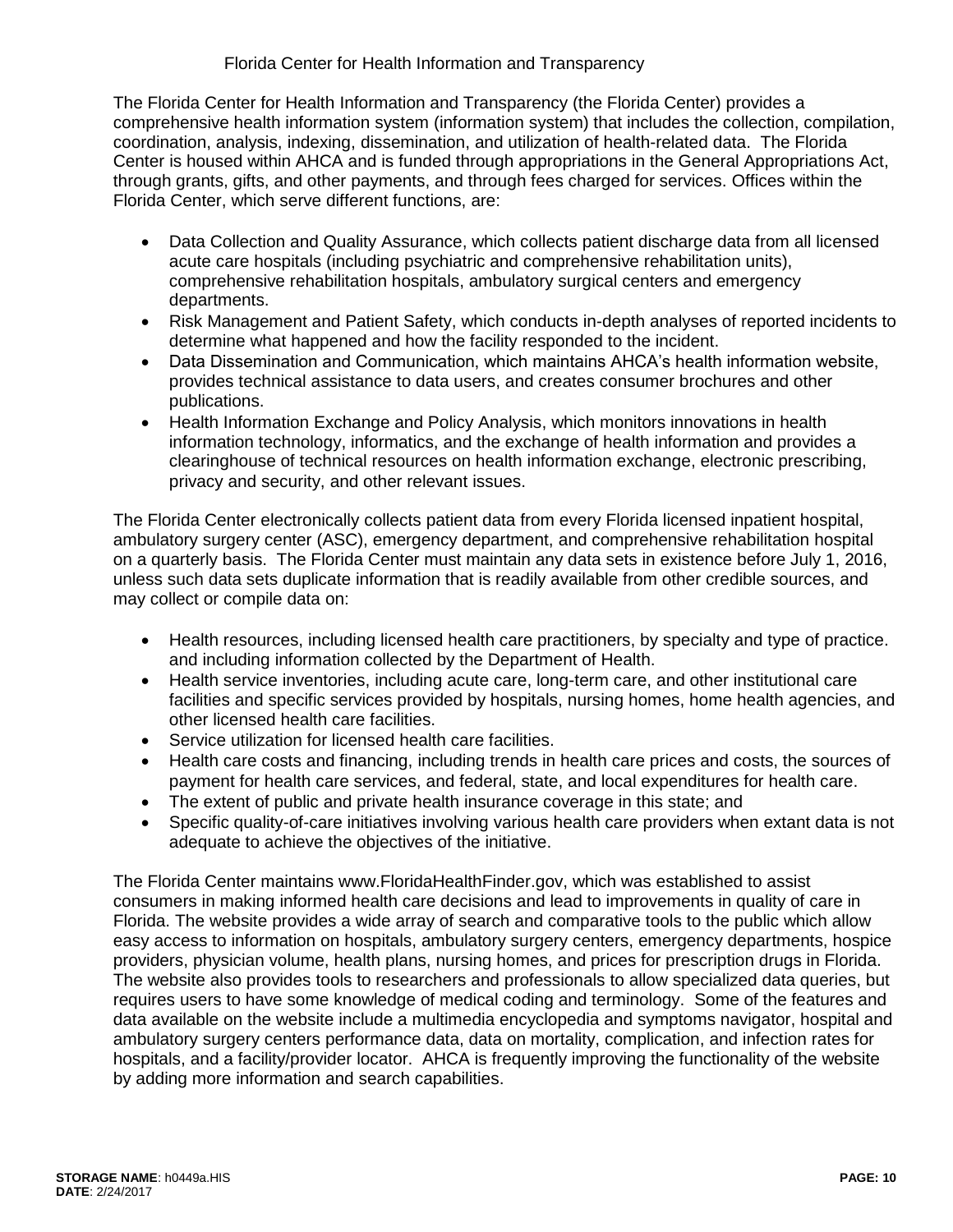### Florida Center for Health Information and Transparency

The Florida Center for Health Information and Transparency (the Florida Center) provides a comprehensive health information system (information system) that includes the collection, compilation, coordination, analysis, indexing, dissemination, and utilization of health-related data. The Florida Center is housed within AHCA and is funded through appropriations in the General Appropriations Act, through grants, gifts, and other payments, and through fees charged for services. Offices within the Florida Center, which serve different functions, are:

- Data Collection and Quality Assurance, which collects patient discharge data from all licensed acute care hospitals (including psychiatric and comprehensive rehabilitation units), comprehensive rehabilitation hospitals, ambulatory surgical centers and emergency departments.
- Risk Management and Patient Safety, which conducts in-depth analyses of reported incidents to determine what happened and how the facility responded to the incident.
- Data Dissemination and Communication, which maintains AHCA's health information website, provides technical assistance to data users, and creates consumer brochures and other publications.
- Health Information Exchange and Policy Analysis, which monitors innovations in health information technology, informatics, and the exchange of health information and provides a clearinghouse of technical resources on health information exchange, electronic prescribing, privacy and security, and other relevant issues.

The Florida Center electronically collects patient data from every Florida licensed inpatient hospital, ambulatory surgery center (ASC), emergency department, and comprehensive rehabilitation hospital on a quarterly basis. The Florida Center must maintain any data sets in existence before July 1, 2016, unless such data sets duplicate information that is readily available from other credible sources, and may collect or compile data on:

- Health resources, including licensed health care practitioners, by specialty and type of practice. and including information collected by the Department of Health.
- Health service inventories, including acute care, long-term care, and other institutional care facilities and specific services provided by hospitals, nursing homes, home health agencies, and other licensed health care facilities.
- Service utilization for licensed health care facilities.
- Health care costs and financing, including trends in health care prices and costs, the sources of payment for health care services, and federal, state, and local expenditures for health care.
- The extent of public and private health insurance coverage in this state; and
- Specific quality-of-care initiatives involving various health care providers when extant data is not adequate to achieve the objectives of the initiative.

The Florida Center maintains www.FloridaHealthFinder.gov, which was established to assist consumers in making informed health care decisions and lead to improvements in quality of care in Florida. The website provides a wide array of search and comparative tools to the public which allow easy access to information on hospitals, ambulatory surgery centers, emergency departments, hospice providers, physician volume, health plans, nursing homes, and prices for prescription drugs in Florida. The website also provides tools to researchers and professionals to allow specialized data queries, but requires users to have some knowledge of medical coding and terminology. Some of the features and data available on the website include a multimedia encyclopedia and symptoms navigator, hospital and ambulatory surgery centers performance data, data on mortality, complication, and infection rates for hospitals, and a facility/provider locator. AHCA is frequently improving the functionality of the website by adding more information and search capabilities.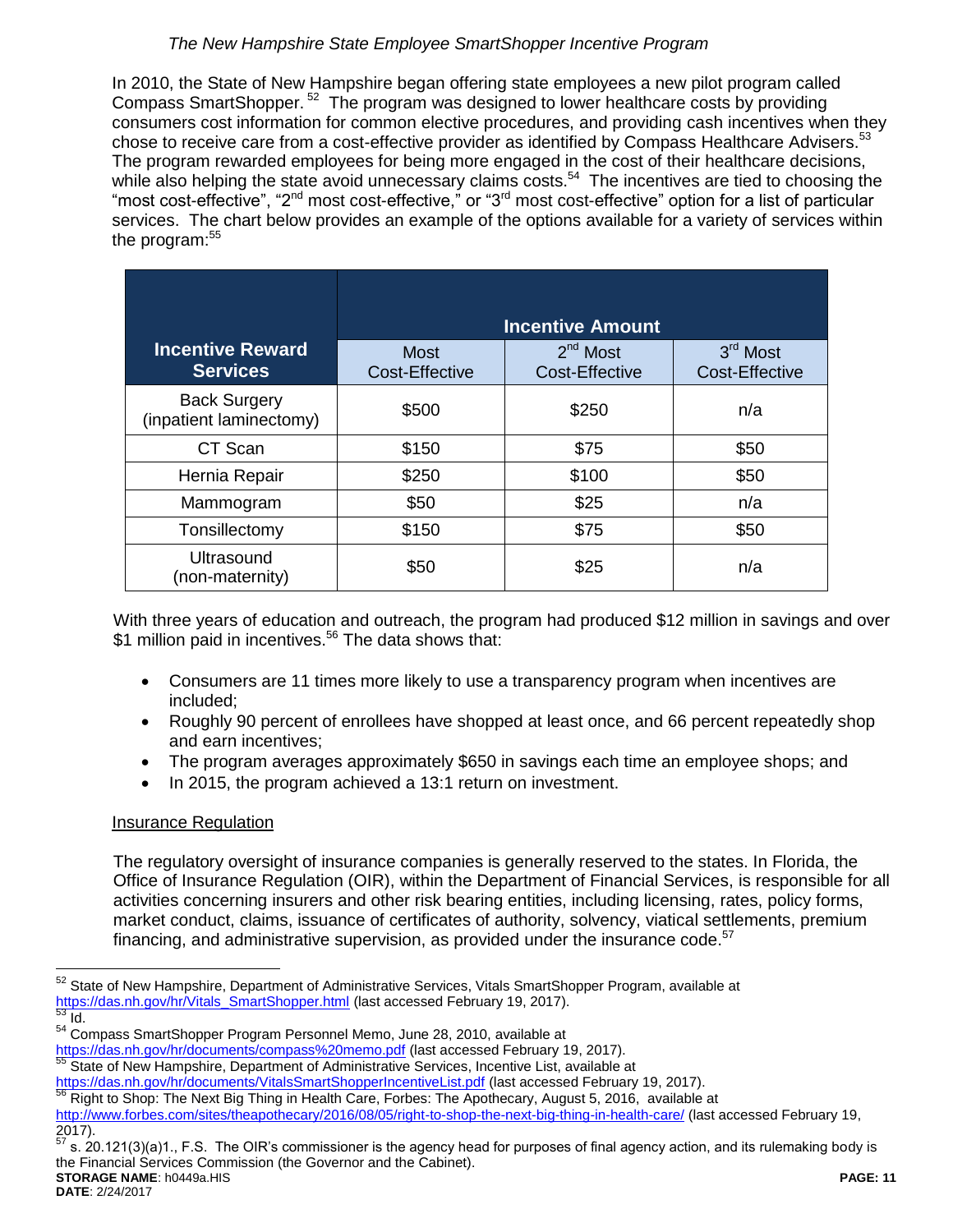*The New Hampshire State Employee SmartShopper Incentive Program*

In 2010, the State of New Hampshire began offering state employees a new pilot program called Compass SmartShopper.[52] The program was designed to lower healthcare costs by providing consumers cost information for common elective procedures, and providing cash incentives when they chose to receive care from a cost-effective provider as identified by Compass Healthcare Advisers.[53] The program rewarded employees for being more engaged in the cost of their healthcare decisions, while also helping the state avoid unnecessary claims costs.[54] The incentives are tied to choosing the "most cost-effective", "2nd most cost-effective," or "3rd most cost-effective" option for a list of particular services. The chart below provides an example of the options available for a variety of services within the program:[55]

| Incentive Reward Services | Incentive Amount | | |
|---|---|---|---|
| | Most Cost-Effective | 2nd Most Cost-Effective | 3rd Most Cost-Effective |
| Back Surgery (inpatient laminectomy) | $500 | $250 | n/a |
| CT Scan | $150 | $75 | $50 |
| Hernia Repair | $250 | $100 | $50 |
| Mammogram | $50 | $25 | n/a |
| Tonsillectomy | $150 | $75 | $50 |
| Ultrasound (non-maternity) | $50 | $25 | n/a |

With three years of education and outreach, the program had produced $12 million in savings and over $1 million paid in incentives.[56] The data shows that:

- Consumers are 11 times more likely to use a transparency program when incentives are included;
- Roughly 90 percent of enrollees have shopped at least once, and 66 percent repeatedly shop and earn incentives;
- The program averages approximately $650 in savings each time an employee shops; and
- In 2015, the program achieved a 13:1 return on investment.

Insurance Regulation

The regulatory oversight of insurance companies is generally reserved to the states. In Florida, the Office of Insurance Regulation (OIR), within the Department of Financial Services, is responsible for all activities concerning insurers and other risk bearing entities, including licensing, rates, policy forms, market conduct, claims, issuance of certificates of authority, solvency, viatical settlements, premium financing, and administrative supervision, as provided under the insurance code.[57]

---

[52] State of New Hampshire, Department of Administrative Services, Vitals SmartShopper Program, available at https://das.nh.gov/hr/Vitals_SmartShopper.html (last accessed February 19, 2017).

[53] Id.

[54] Compass SmartShopper Program Personnel Memo, June 28, 2010, available at https://das.nh.gov/hr/documents/compass%20memo.pdf (last accessed February 19, 2017).

[55] State of New Hampshire, Department of Administrative Services, Incentive List, available at https://das.nh.gov/hr/documents/VitalsSmartShopperIncentiveList.pdf (last accessed February 19, 2017).

[56] Right to Shop: The Next Big Thing in Health Care, Forbes: The Apothecary, August 5, 2016, available at http://www.forbes.com/sites/theapothecary/2016/08/05/right-to-shop-the-next-big-thing-in-health-care/ (last accessed February 19, 2017).

[57] s. 20.121(3)(a)1., F.S. The OIR's commissioner is the agency head for purposes of final agency action, and its rulemaking body is the Financial Services Commission (the Governor and the Cabinet).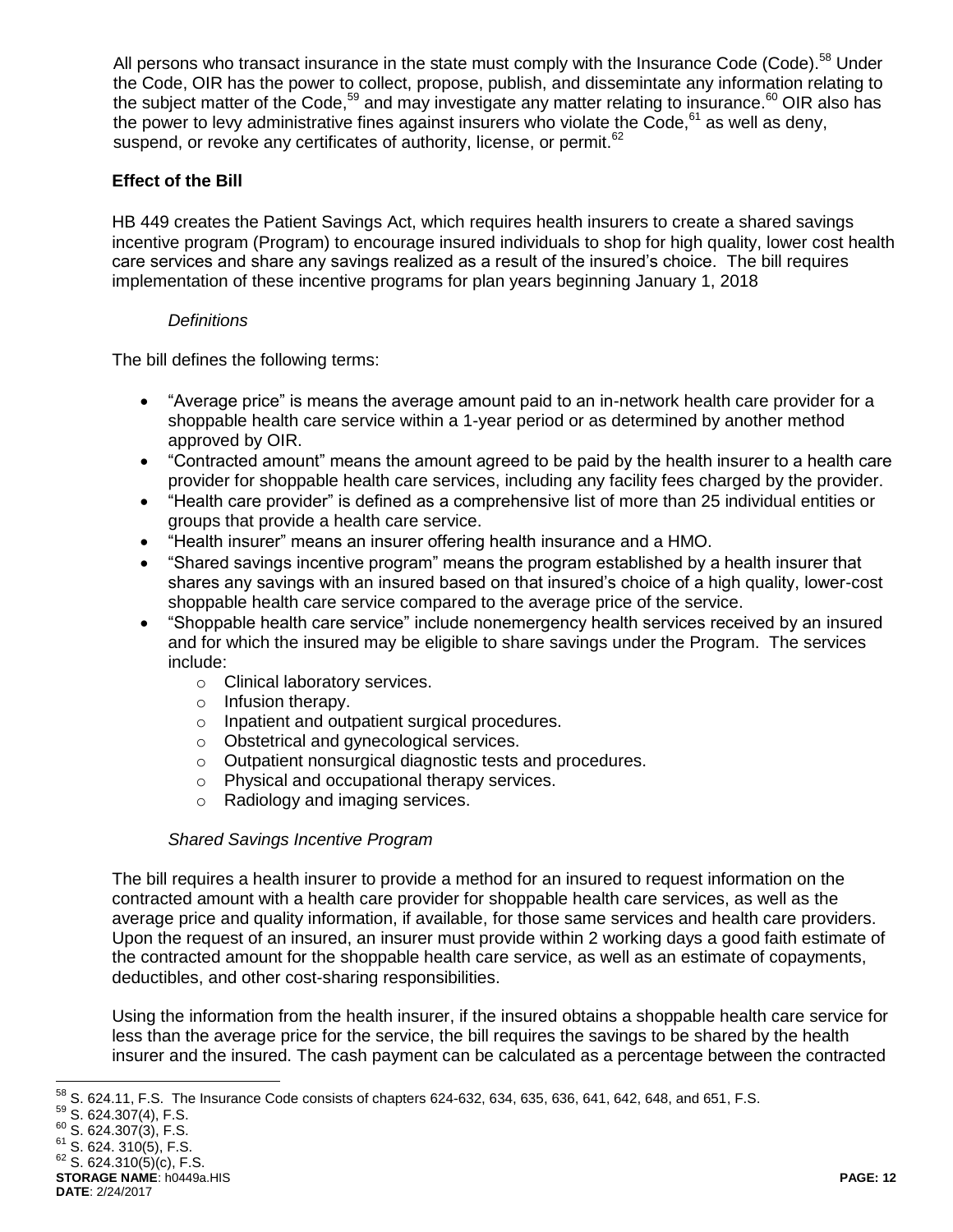All persons who transact insurance in the state must comply with the Insurance Code (Code).[58] Under the Code, OIR has the power to collect, propose, publish, and dissemintate any information relating to the subject matter of the Code,[59] and may investigate any matter relating to insurance.[60] OIR also has the power to levy administrative fines against insurers who violate the Code,[61] as well as deny, suspend, or revoke any certificates of authority, license, or permit.[62]

**Effect of the Bill**

HB 449 creates the Patient Savings Act, which requires health insurers to create a shared savings incentive program (Program) to encourage insured individuals to shop for high quality, lower cost health care services and share any savings realized as a result of the insured's choice. The bill requires implementation of these incentive programs for plan years beginning January 1, 2018

*Definitions*

The bill defines the following terms:

- "Average price" is means the average amount paid to an in-network health care provider for a shoppable health care service within a 1-year period or as determined by another method approved by OIR.
- "Contracted amount" means the amount agreed to be paid by the health insurer to a health care provider for shoppable health care services, including any facility fees charged by the provider.
- "Health care provider" is defined as a comprehensive list of more than 25 individual entities or groups that provide a health care service.
- "Health insurer" means an insurer offering health insurance and a HMO.
- "Shared savings incentive program" means the program established by a health insurer that shares any savings with an insured based on that insured's choice of a high quality, lower-cost shoppable health care service compared to the average price of the service.
- "Shoppable health care service" include nonemergency health services received by an insured and for which the insured may be eligible to share savings under the Program. The services include:
  - Clinical laboratory services.
  - Infusion therapy.
  - Inpatient and outpatient surgical procedures.
  - Obstetrical and gynecological services.
  - Outpatient nonsurgical diagnostic tests and procedures.
  - Physical and occupational therapy services.
  - Radiology and imaging services.

*Shared Savings Incentive Program*

The bill requires a health insurer to provide a method for an insured to request information on the contracted amount with a health care provider for shoppable health care services, as well as the average price and quality information, if available, for those same services and health care providers. Upon the request of an insured, an insurer must provide within 2 working days a good faith estimate of the contracted amount for the shoppable health care service, as well as an estimate of copayments, deductibles, and other cost-sharing responsibilities.

Using the information from the health insurer, if the insured obtains a shoppable health care service for less than the average price for the service, the bill requires the savings to be shared by the health insurer and the insured. The cash payment can be calculated as a percentage between the contracted

---

[58] S. 624.11, F.S. The Insurance Code consists of chapters 624-632, 634, 635, 636, 641, 642, 648, and 651, F.S.

[59] S. 624.307(4), F.S.

[60] S. 624.307(3), F.S.

[61] S. 624. 310(5), F.S.

[62] S. 624.310(5)(c), F.S.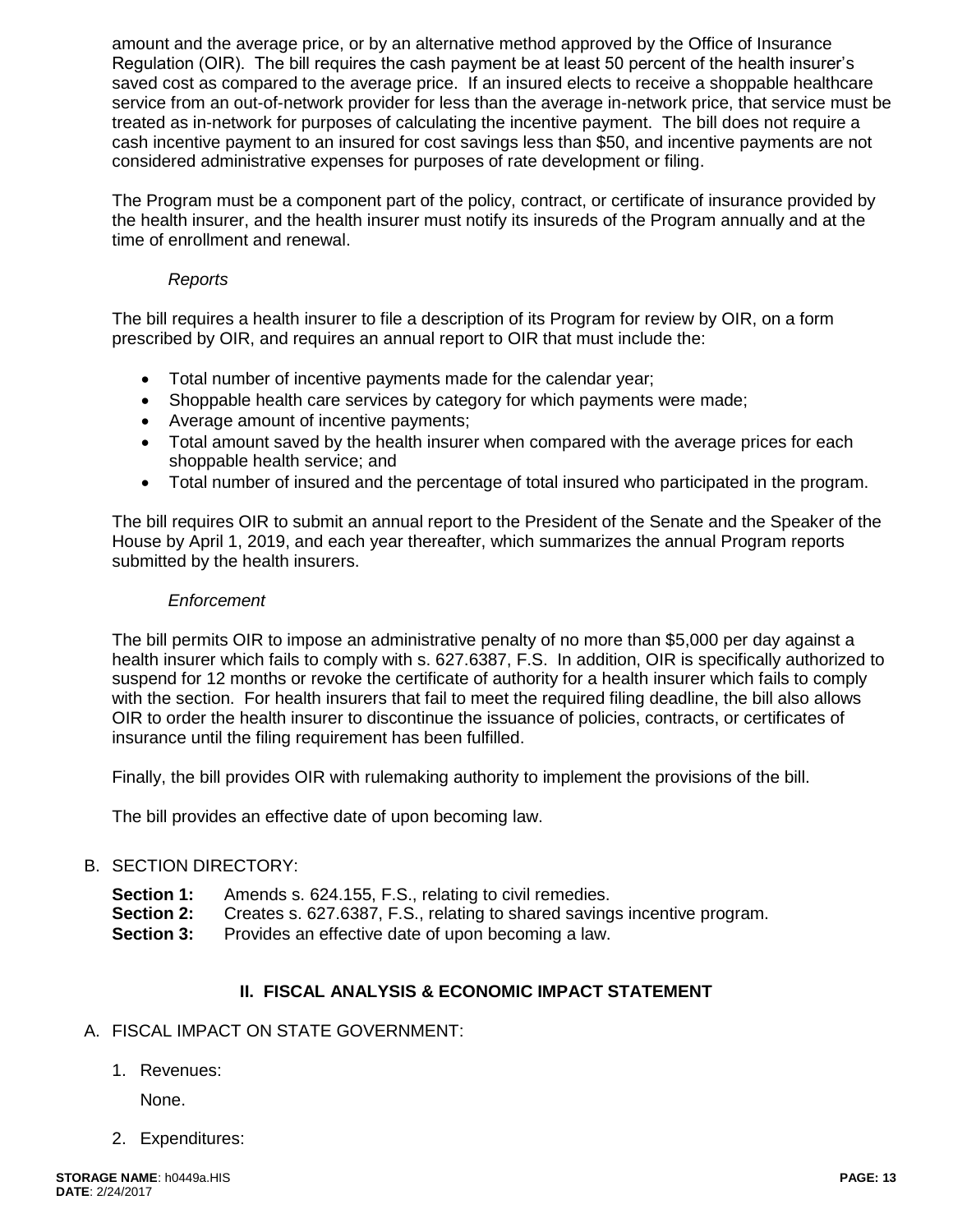amount and the average price, or by an alternative method approved by the Office of Insurance Regulation (OIR). The bill requires the cash payment be at least 50 percent of the health insurer's saved cost as compared to the average price. If an insured elects to receive a shoppable healthcare service from an out-of-network provider for less than the average in-network price, that service must be treated as in-network for purposes of calculating the incentive payment. The bill does not require a cash incentive payment to an insured for cost savings less than $50, and incentive payments are not considered administrative expenses for purposes of rate development or filing.

The Program must be a component part of the policy, contract, or certificate of insurance provided by the health insurer, and the health insurer must notify its insureds of the Program annually and at the time of enrollment and renewal.

*Reports*

The bill requires a health insurer to file a description of its Program for review by OIR, on a form prescribed by OIR, and requires an annual report to OIR that must include the:

- Total number of incentive payments made for the calendar year;
- Shoppable health care services by category for which payments were made;
- Average amount of incentive payments;
- Total amount saved by the health insurer when compared with the average prices for each shoppable health service; and
- Total number of insured and the percentage of total insured who participated in the program.

The bill requires OIR to submit an annual report to the President of the Senate and the Speaker of the House by April 1, 2019, and each year thereafter, which summarizes the annual Program reports submitted by the health insurers.

*Enforcement*

The bill permits OIR to impose an administrative penalty of no more than $5,000 per day against a health insurer which fails to comply with s. 627.6387, F.S. In addition, OIR is specifically authorized to suspend for 12 months or revoke the certificate of authority for a health insurer which fails to comply with the section. For health insurers that fail to meet the required filing deadline, the bill also allows OIR to order the health insurer to discontinue the issuance of policies, contracts, or certificates of insurance until the filing requirement has been fulfilled.

Finally, the bill provides OIR with rulemaking authority to implement the provisions of the bill.

The bill provides an effective date of upon becoming law.

B. SECTION DIRECTORY:

**Section 1:** Amends s. 624.155, F.S., relating to civil remedies.
**Section 2:** Creates s. 627.6387, F.S., relating to shared savings incentive program.
**Section 3:** Provides an effective date of upon becoming a law.

## II. FISCAL ANALYSIS & ECONOMIC IMPACT STATEMENT

A. FISCAL IMPACT ON STATE GOVERNMENT:

1. Revenues:

   None.

2. Expenditures: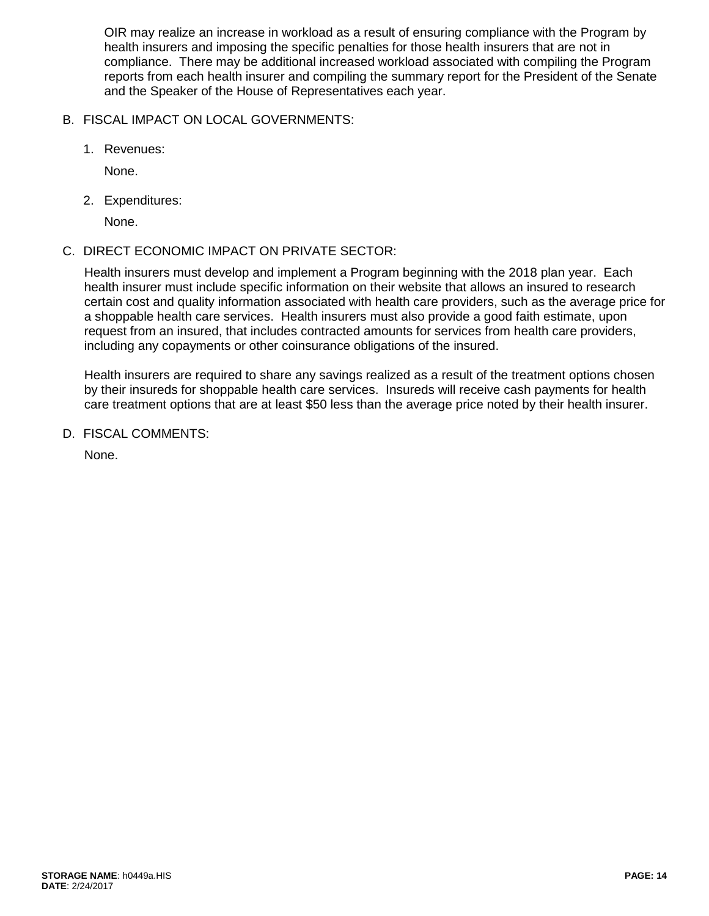OIR may realize an increase in workload as a result of ensuring compliance with the Program by health insurers and imposing the specific penalties for those health insurers that are not in compliance. There may be additional increased workload associated with compiling the Program reports from each health insurer and compiling the summary report for the President of the Senate and the Speaker of the House of Representatives each year.

B. FISCAL IMPACT ON LOCAL GOVERNMENTS:

1. Revenues:

   None.

2. Expenditures:

   None.

C. DIRECT ECONOMIC IMPACT ON PRIVATE SECTOR:

Health insurers must develop and implement a Program beginning with the 2018 plan year. Each health insurer must include specific information on their website that allows an insured to research certain cost and quality information associated with health care providers, such as the average price for a shoppable health care services. Health insurers must also provide a good faith estimate, upon request from an insured, that includes contracted amounts for services from health care providers, including any copayments or other coinsurance obligations of the insured.

Health insurers are required to share any savings realized as a result of the treatment options chosen by their insureds for shoppable health care services. Insureds will receive cash payments for health care treatment options that are at least $50 less than the average price noted by their health insurer.

D. FISCAL COMMENTS:

None.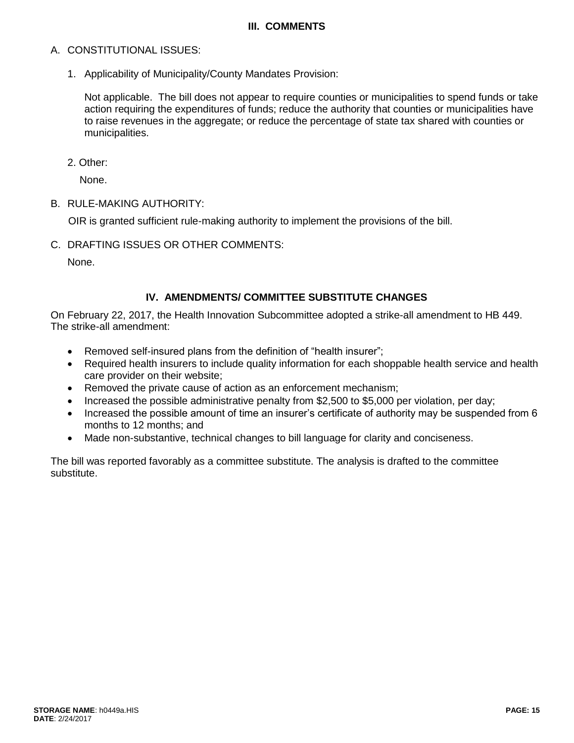## III. COMMENTS

A. CONSTITUTIONAL ISSUES:

1. Applicability of Municipality/County Mandates Provision:

   Not applicable. The bill does not appear to require counties or municipalities to spend funds or take action requiring the expenditures of funds; reduce the authority that counties or municipalities have to raise revenues in the aggregate; or reduce the percentage of state tax shared with counties or municipalities.

2. Other:

   None.

B. RULE-MAKING AUTHORITY:

OIR is granted sufficient rule-making authority to implement the provisions of the bill.

C. DRAFTING ISSUES OR OTHER COMMENTS:

None.

## IV. AMENDMENTS/ COMMITTEE SUBSTITUTE CHANGES

On February 22, 2017, the Health Innovation Subcommittee adopted a strike-all amendment to HB 449. The strike-all amendment:

- Removed self-insured plans from the definition of "health insurer";
- Required health insurers to include quality information for each shoppable health service and health care provider on their website;
- Removed the private cause of action as an enforcement mechanism;
- Increased the possible administrative penalty from $2,500 to $5,000 per violation, per day;
- Increased the possible amount of time an insurer's certificate of authority may be suspended from 6 months to 12 months; and
- Made non-substantive, technical changes to bill language for clarity and conciseness.

The bill was reported favorably as a committee substitute. The analysis is drafted to the committee substitute.